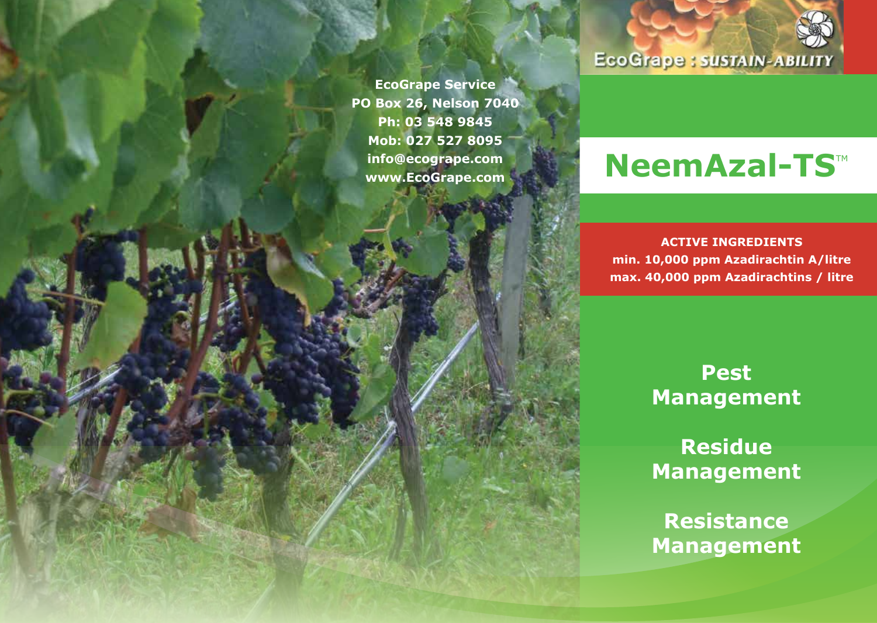EcoGrape Service
PO Box 26, Nelson 7040
Ph: 03 548 9845
Mob: 027 527 8095
info@ecogrape.com
www.EcoGrape.com

EcoGrape : SUSTAIN-ABILITY

# NeemAzal-TS™

**ACTIVE INGREDIENTS**
**min. 10,000 ppm Azadirachtin A/litre**
**max. 40,000 ppm Azadirachtins / litre**

## Pest Management

## Residue Management

## Resistance Management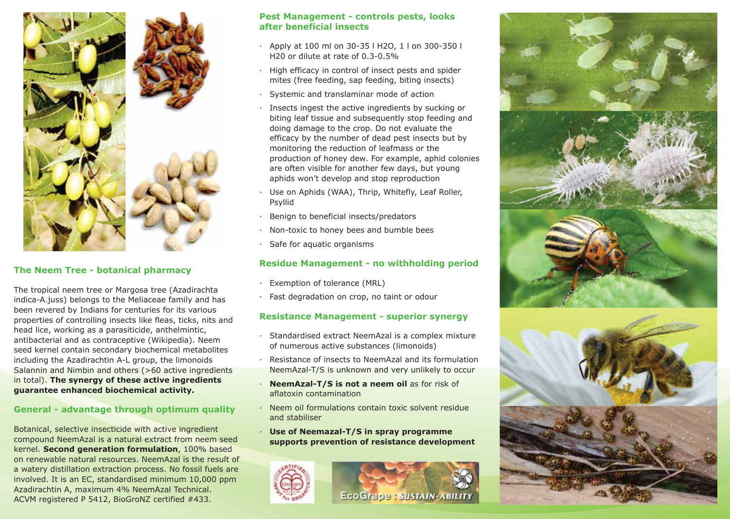## The Neem Tree - botanical pharmacy

The tropical neem tree or Margosa tree (Azadirachta indica-A.juss) belongs to the Meliaceae family and has been revered by Indians for centuries for its various properties of controlling insects like fleas, ticks, nits and head lice, working as a parasiticide, anthelmintic, antibacterial and as contraceptive (Wikipedia). Neem seed kernel contain secondary biochemical metabolites including the Azadirachtin A-L group, the limonoids Salannin and Nimbin and others (>60 active ingredients in total). **The synergy of these active ingredients guarantee enhanced biochemical activity.**

## General - advantage through optimum quality

Botanical, selective insecticide with active ingredient compound NeemAzal is a natural extract from neem seed kernel. **Second generation formulation**, 100% based on renewable natural resources. NeemAzal is the result of a watery distillation extraction process. No fossil fuels are involved. It is an EC, standardised minimum 10,000 ppm Azadirachtin A, maximum 4% NeemAzal Technical. ACVM registered P 5412, BioGroNZ certified #433.

## Pest Management - controls pests, looks after beneficial insects

- Apply at 100 ml on 30-35 l H2O, 1 l on 300-350 l H20 or dilute at rate of 0.3-0.5%
- High efficacy in control of insect pests and spider mites (free feeding, sap feeding, biting insects)
- Systemic and translaminar mode of action
- Insects ingest the active ingredients by sucking or biting leaf tissue and subsequently stop feeding and doing damage to the crop. Do not evaluate the efficacy by the number of dead pest insects but by monitoring the reduction of leafmass or the production of honey dew. For example, aphid colonies are often visible for another few days, but young aphids won't develop and stop reproduction
- Use on Aphids (WAA), Thrip, Whitefly, Leaf Roller, Psyllid
- Benign to beneficial insects/predators
- Non-toxic to honey bees and bumble bees
- Safe for aquatic organisms

## Residue Management - no withholding period

- Exemption of tolerance (MRL)
- Fast degradation on crop, no taint or odour

## Resistance Management - superior synergy

- Standardised extract NeemAzal is a complex mixture of numerous active substances (limonoids)
- Resistance of insects to NeemAzal and its formulation NeemAzal-T/S is unknown and very unlikely to occur
- **NeemAzal-T/S is not a neem oil** as for risk of aflatoxin contamination
- Neem oil formulations contain toxic solvent residue and stabiliser
- **Use of Neemazal-T/S in spray programme supports prevention of resistance development**

EcoGrape : SUSTAIN-ABILITY